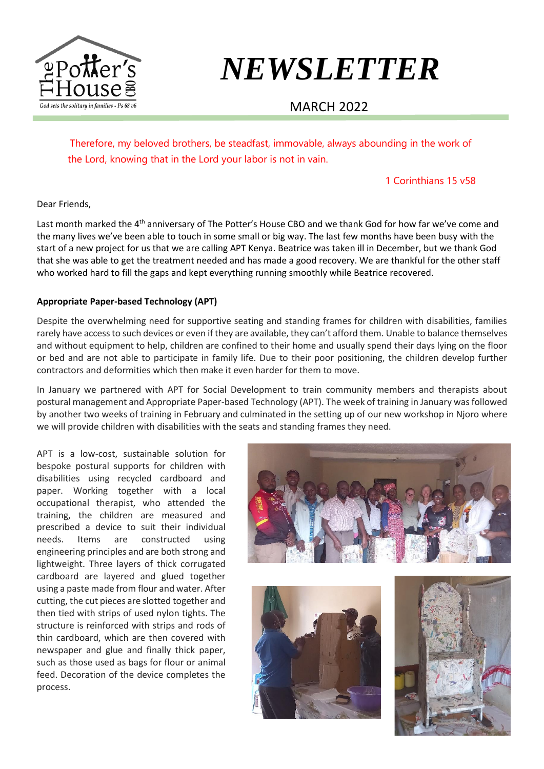# NEWSLETTER

MARCH 2022

Therefore, my beloved brothers, be steadfast, immovable, always abounding in the work of the Lord, knowing that in the Lord your labor is not in vain.

1 Corinthians 15 v58

Dear Friends,

Last month marked the 4th anniversary of The Potter's House CBO and we thank God for how far we've come and the many lives we've been able to touch in some small or big way. The last few months have been busy with the start of a new project for us that we are calling APT Kenya. Beatrice was taken ill in December, but we thank God that she was able to get the treatment needed and has made a good recovery. We are thankful for the other staff who worked hard to fill the gaps and kept everything running smoothly while Beatrice recovered.

**Appropriate Paper-based Technology (APT)**

Despite the overwhelming need for supportive seating and standing frames for children with disabilities, families rarely have access to such devices or even if they are available, they can't afford them. Unable to balance themselves and without equipment to help, children are confined to their home and usually spend their days lying on the floor or bed and are not able to participate in family life. Due to their poor positioning, the children develop further contractors and deformities which then make it even harder for them to move.

In January we partnered with APT for Social Development to train community members and therapists about postural management and Appropriate Paper-based Technology (APT). The week of training in January was followed by another two weeks of training in February and culminated in the setting up of our new workshop in Njoro where we will provide children with disabilities with the seats and standing frames they need.

APT is a low-cost, sustainable solution for bespoke postural supports for children with disabilities using recycled cardboard and paper. Working together with a local occupational therapist, who attended the training, the children are measured and prescribed a device to suit their individual needs. Items are constructed using engineering principles and are both strong and lightweight. Three layers of thick corrugated cardboard are layered and glued together using a paste made from flour and water. After cutting, the cut pieces are slotted together and then tied with strips of used nylon tights. The structure is reinforced with strips and rods of thin cardboard, which are then covered with newspaper and glue and finally thick paper, such as those used as bags for flour or animal feed. Decoration of the device completes the process.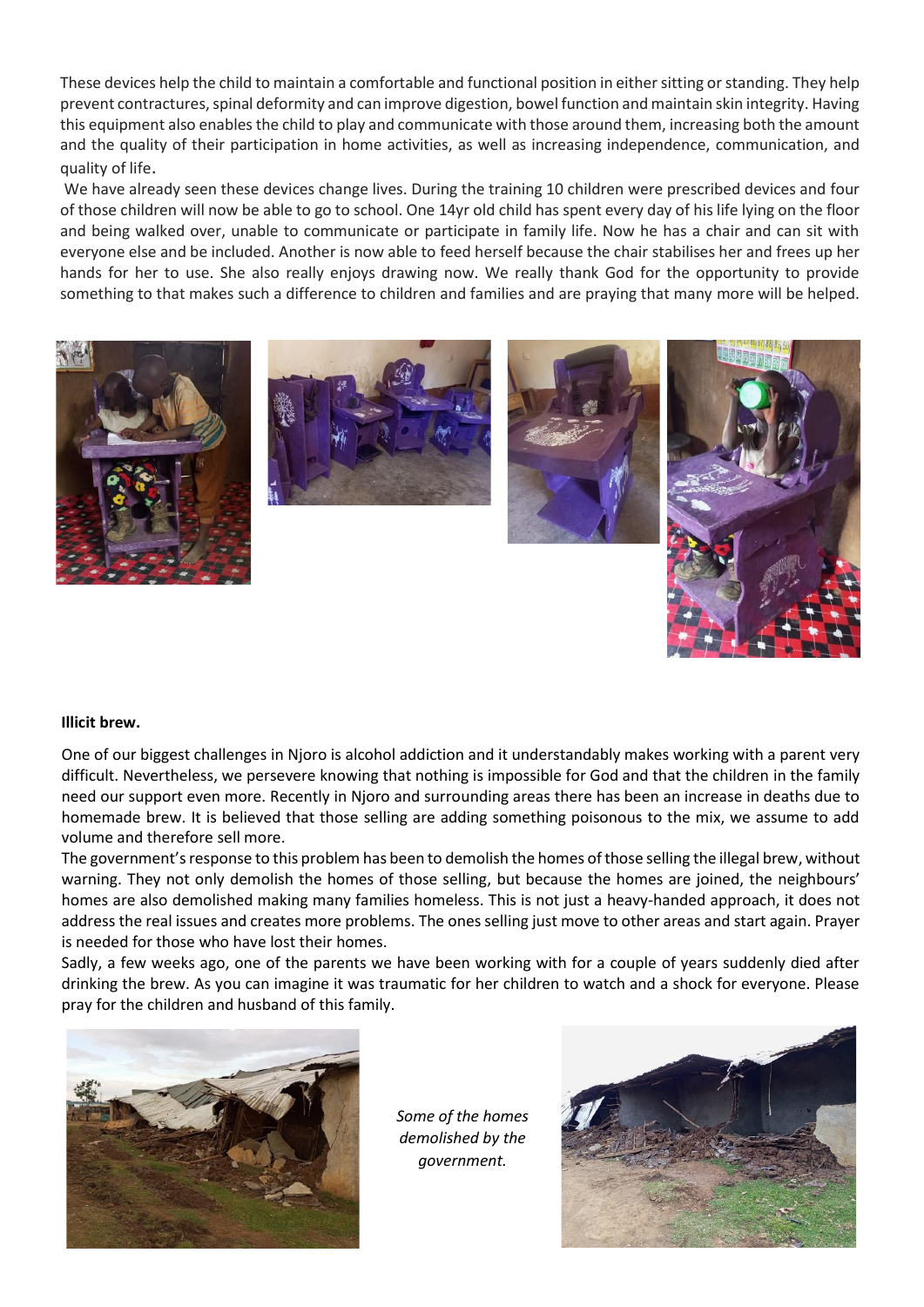These devices help the child to maintain a comfortable and functional position in either sitting or standing. They help prevent contractures, spinal deformity and can improve digestion, bowel function and maintain skin integrity. Having this equipment also enables the child to play and communicate with those around them, increasing both the amount and the quality of their participation in home activities, as well as increasing independence, communication, and quality of life.

We have already seen these devices change lives. During the training 10 children were prescribed devices and four of those children will now be able to go to school. One 14yr old child has spent every day of his life lying on the floor and being walked over, unable to communicate or participate in family life. Now he has a chair and can sit with everyone else and be included. Another is now able to feed herself because the chair stabilises her and frees up her hands for her to use. She also really enjoys drawing now. We really thank God for the opportunity to provide something to that makes such a difference to children and families and are praying that many more will be helped.

**Illicit brew.**

One of our biggest challenges in Njoro is alcohol addiction and it understandably makes working with a parent very difficult. Nevertheless, we persevere knowing that nothing is impossible for God and that the children in the family need our support even more. Recently in Njoro and surrounding areas there has been an increase in deaths due to homemade brew. It is believed that those selling are adding something poisonous to the mix, we assume to add volume and therefore sell more.

The government's response to this problem has been to demolish the homes of those selling the illegal brew, without warning. They not only demolish the homes of those selling, but because the homes are joined, the neighbours' homes are also demolished making many families homeless. This is not just a heavy-handed approach, it does not address the real issues and creates more problems. The ones selling just move to other areas and start again. Prayer is needed for those who have lost their homes.

Sadly, a few weeks ago, one of the parents we have been working with for a couple of years suddenly died after drinking the brew. As you can imagine it was traumatic for her children to watch and a shock for everyone. Please pray for the children and husband of this family.

*Some of the homes demolished by the government.*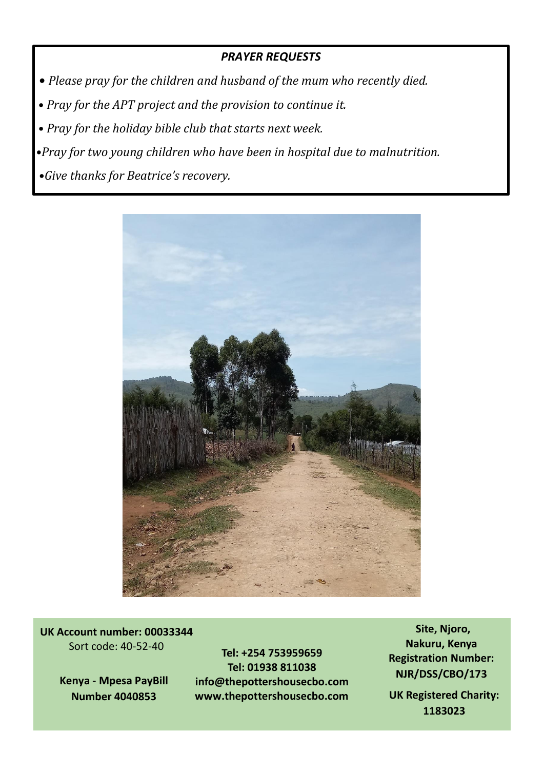***PRAYER REQUESTS***

- *Please pray for the children and husband of the mum who recently died.*
- *Pray for the APT project and the provision to continue it.*
- *Pray for the holiday bible club that starts next week.*
- *Pray for two young children who have been in hospital due to malnutrition.*
- *Give thanks for Beatrice's recovery.*

**UK Account number: 00033344**
Sort code: 40-52-40

**Kenya - Mpesa PayBill Number 4040853**

**Tel: +254 753959659**
**Tel: 01938 811038**
**info@thepottershousecbo.com**
**www.thepottershousecbo.com**

**Site, Njoro, Nakuru, Kenya**
**Registration Number: NJR/DSS/CBO/173**

**UK Registered Charity: 1183023**